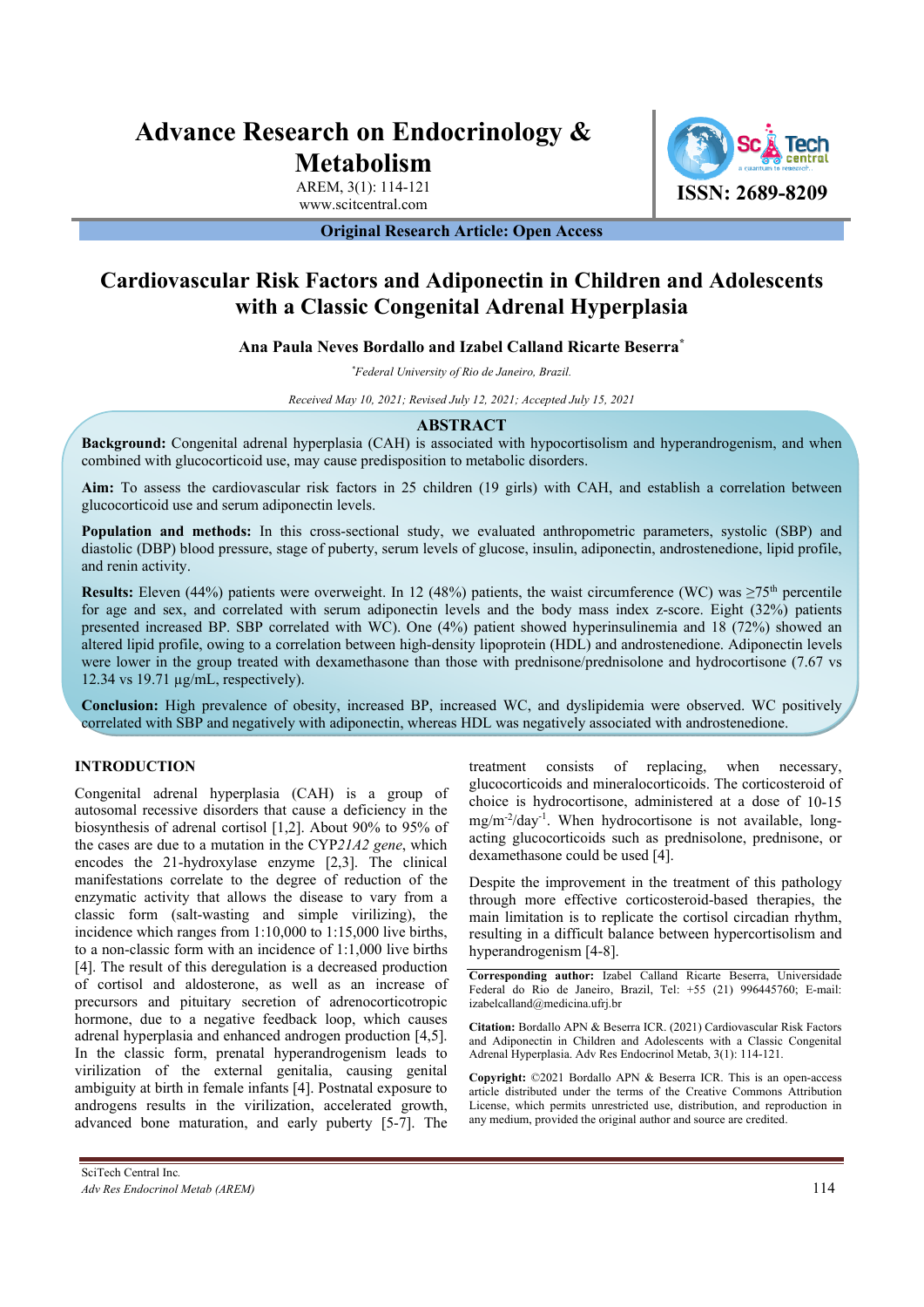# Cardiovascular Risk Factors and Adiponectin in Children and Adolescents with a Classic Congenital Adrenal Hyperplasia

**Original Research Article: Open Access**

**Ana Paula Neves Bordallo and Izabel Calland Ricarte Beserra***

*Federal University of Rio de Janeiro, Brazil.*

*Received May 10, 2021; Revised July 12, 2021; Accepted July 15, 2021*

## ABSTRACT

**Background:** Congenital adrenal hyperplasia (CAH) is associated with hypocortisolism and hyperandrogenism, and when combined with glucocorticoid use, may cause predisposition to metabolic disorders.

**Aim:** To assess the cardiovascular risk factors in 25 children (19 girls) with CAH, and establish a correlation between glucocorticoid use and serum adiponectin levels.

**Population and methods:** In this cross-sectional study, we evaluated anthropometric parameters, systolic (SBP) and diastolic (DBP) blood pressure, stage of puberty, serum levels of glucose, insulin, adiponectin, androstenedione, lipid profile, and renin activity.

**Results:** Eleven (44%) patients were overweight. In 12 (48%) patients, the waist circumference (WC) was ≥75$^{th}$ percentile for age and sex, and correlated with serum adiponectin levels and the body mass index z-score. Eight (32%) patients presented increased BP. SBP correlated with WC. One (4%) patient showed hyperinsulinemia and 18 (72%) showed an altered lipid profile, owing to a correlation between high-density lipoprotein (HDL) and androstenedione. Adiponectin levels were lower in the group treated with dexamethasone than those with prednisone/prednisolone and hydrocortisone (7.67 vs 12.34 vs 19.71 µg/mL, respectively).

**Conclusion:** High prevalence of obesity, increased BP, increased WC, and dyslipidemia were observed. WC positively correlated with SBP and negatively with adiponectin, whereas HDL was negatively associated with androstenedione.

## INTRODUCTION

Congenital adrenal hyperplasia (CAH) is a group of autosomal recessive disorders that cause a deficiency in the biosynthesis of adrenal cortisol [1,2]. About 90% to 95% of the cases are due to a mutation in the CYP*21A2 gene*, which encodes the 21-hydroxylase enzyme [2,3]. The clinical manifestations correlate to the degree of reduction of the enzymatic activity that allows the disease to vary from a classic form (salt-wasting and simple virilizing), the incidence which ranges from 1:10,000 to 1:15,000 live births, to a non-classic form with an incidence of 1:1,000 live births [4]. The result of this deregulation is a decreased production of cortisol and aldosterone, as well as an increase of precursors and pituitary secretion of adrenocorticotropic hormone, due to a negative feedback loop, which causes adrenal hyperplasia and enhanced androgen production [4,5]. In the classic form, prenatal hyperandrogenism leads to virilization of the external genitalia, causing genital ambiguity at birth in female infants [4]. Postnatal exposure to androgens results in the virilization, accelerated growth, advanced bone maturation, and early puberty [5-7]. The treatment consists of replacing, when necessary, glucocorticoids and mineralocorticoids. The corticosteroid of choice is hydrocortisone, administered at a dose of 10-15 mg/m$^{-2}$/day$^{-1}$. When hydrocortisone is not available, long-acting glucocorticoids such as prednisolone, prednisone, or dexamethasone could be used [4].

Despite the improvement in the treatment of this pathology through more effective corticosteroid-based therapies, the main limitation is to replicate the cortisol circadian rhythm, resulting in a difficult balance between hypercortisolism and hyperandrogenism [4-8].

**Corresponding author:** Izabel Calland Ricarte Beserra, Universidade Federal do Rio de Janeiro, Brazil, Tel: +55 (21) 996445760; E-mail: izabelcalland@medicina.ufrj.br

**Citation:** Bordallo APN & Beserra ICR. (2021) Cardiovascular Risk Factors and Adiponectin in Children and Adolescents with a Classic Congenital Adrenal Hyperplasia. Adv Res Endocrinol Metab, 3(1): 114-121.

**Copyright:** ©2021 Bordallo APN & Beserra ICR. This is an open-access article distributed under the terms of the Creative Commons Attribution License, which permits unrestricted use, distribution, and reproduction in any medium, provided the original author and source are credited.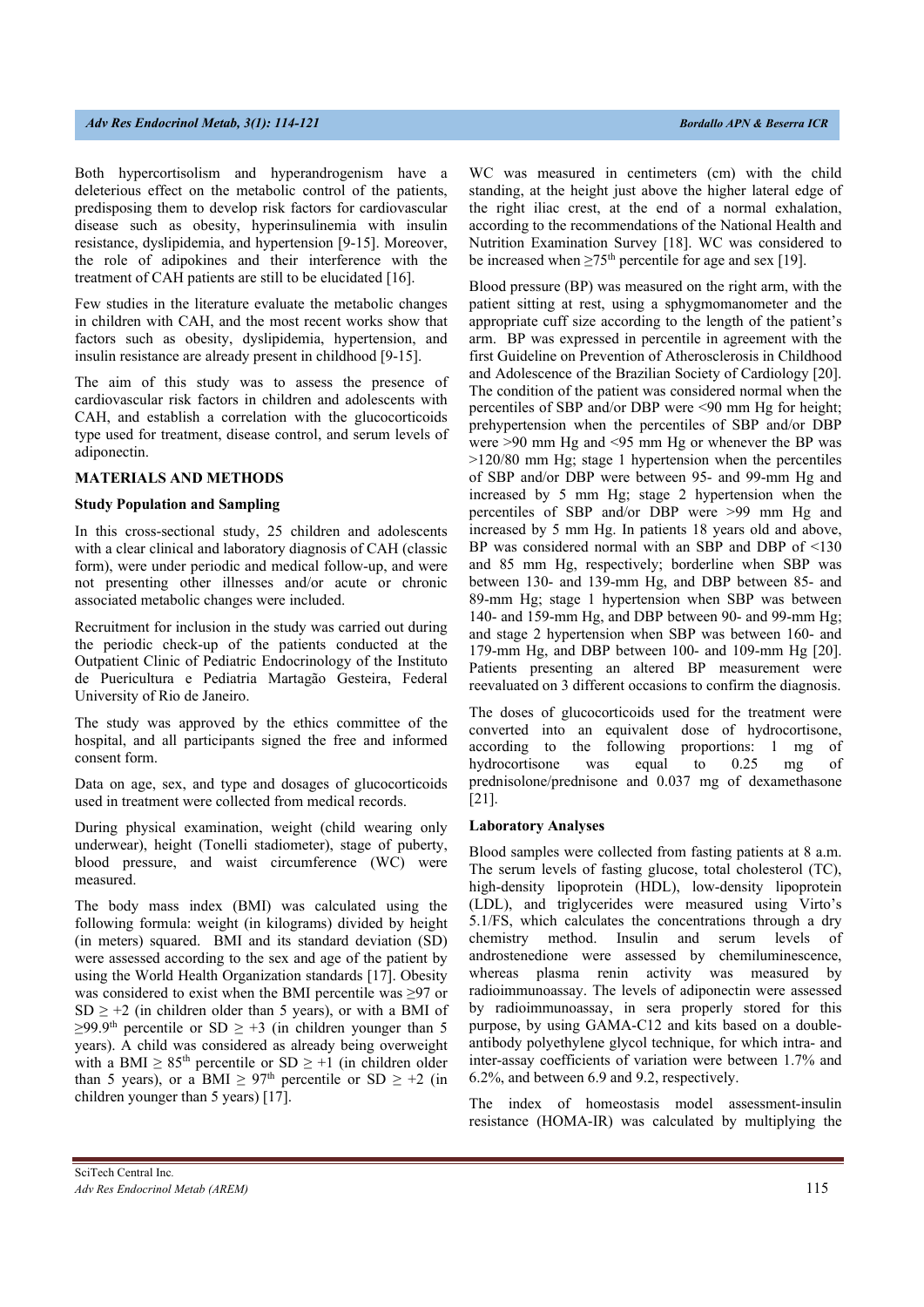Both hypercortisolism and hyperandrogenism have a deleterious effect on the metabolic control of the patients, predisposing them to develop risk factors for cardiovascular disease such as obesity, hyperinsulinemia with insulin resistance, dyslipidemia, and hypertension [9-15]. Moreover, the role of adipokines and their interference with the treatment of CAH patients are still to be elucidated [16].

Few studies in the literature evaluate the metabolic changes in children with CAH, and the most recent works show that factors such as obesity, dyslipidemia, hypertension, and insulin resistance are already present in childhood [9-15].

The aim of this study was to assess the presence of cardiovascular risk factors in children and adolescents with CAH, and establish a correlation with the glucocorticoids type used for treatment, disease control, and serum levels of adiponectin.

## MATERIALS AND METHODS

### Study Population and Sampling

In this cross-sectional study, 25 children and adolescents with a clear clinical and laboratory diagnosis of CAH (classic form), were under periodic and medical follow-up, and were not presenting other illnesses and/or acute or chronic associated metabolic changes were included.

Recruitment for inclusion in the study was carried out during the periodic check-up of the patients conducted at the Outpatient Clinic of Pediatric Endocrinology of the Instituto de Puericultura e Pediatria Martagão Gesteira, Federal University of Rio de Janeiro.

The study was approved by the ethics committee of the hospital, and all participants signed the free and informed consent form.

Data on age, sex, and type and dosages of glucocorticoids used in treatment were collected from medical records.

During physical examination, weight (child wearing only underwear), height (Tonelli stadiometer), stage of puberty, blood pressure, and waist circumference (WC) were measured.

The body mass index (BMI) was calculated using the following formula: weight (in kilograms) divided by height (in meters) squared. BMI and its standard deviation (SD) were assessed according to the sex and age of the patient by using the World Health Organization standards [17]. Obesity was considered to exist when the BMI percentile was ≥97 or SD ≥ +2 (in children older than 5 years), or with a BMI of ≥99.9th percentile or SD ≥ +3 (in children younger than 5 years). A child was considered as already being overweight with a BMI ≥ 85th percentile or SD ≥ +1 (in children older than 5 years), or a BMI ≥ 97th percentile or SD ≥ +2 (in children younger than 5 years) [17].

WC was measured in centimeters (cm) with the child standing, at the height just above the higher lateral edge of the right iliac crest, at the end of a normal exhalation, according to the recommendations of the National Health and Nutrition Examination Survey [18]. WC was considered to be increased when ≥75th percentile for age and sex [19].

Blood pressure (BP) was measured on the right arm, with the patient sitting at rest, using a sphygmomanometer and the appropriate cuff size according to the length of the patient's arm. BP was expressed in percentile in agreement with the first Guideline on Prevention of Atherosclerosis in Childhood and Adolescence of the Brazilian Society of Cardiology [20]. The condition of the patient was considered normal when the percentiles of SBP and/or DBP were <90 mm Hg for height; prehypertension when the percentiles of SBP and/or DBP were >90 mm Hg and <95 mm Hg or whenever the BP was >120/80 mm Hg; stage 1 hypertension when the percentiles of SBP and/or DBP were between 95- and 99-mm Hg and increased by 5 mm Hg; stage 2 hypertension when the percentiles of SBP and/or DBP were >99 mm Hg and increased by 5 mm Hg. In patients 18 years old and above, BP was considered normal with an SBP and DBP of <130 and 85 mm Hg, respectively; borderline when SBP was between 130- and 139-mm Hg, and DBP between 85- and 89-mm Hg; stage 1 hypertension when SBP was between 140- and 159-mm Hg, and DBP between 90- and 99-mm Hg; and stage 2 hypertension when SBP was between 160- and 179-mm Hg, and DBP between 100- and 109-mm Hg [20]. Patients presenting an altered BP measurement were reevaluated on 3 different occasions to confirm the diagnosis.

The doses of glucocorticoids used for the treatment were converted into an equivalent dose of hydrocortisone, according to the following proportions: 1 mg of hydrocortisone was equal to 0.25 mg of prednisolone/prednisone and 0.037 mg of dexamethasone [21].

### Laboratory Analyses

Blood samples were collected from fasting patients at 8 a.m. The serum levels of fasting glucose, total cholesterol (TC), high-density lipoprotein (HDL), low-density lipoprotein (LDL), and triglycerides were measured using Virto's 5.1/FS, which calculates the concentrations through a dry chemistry method. Insulin and serum levels of androstenedione were assessed by chemiluminescence, whereas plasma renin activity was measured by radioimmunoassay. The levels of adiponectin were assessed by radioimmunoassay, in sera properly stored for this purpose, by using GAMA-C12 and kits based on a double-antibody polyethylene glycol technique, for which intra- and inter-assay coefficients of variation were between 1.7% and 6.2%, and between 6.9 and 9.2, respectively.

The index of homeostasis model assessment-insulin resistance (HOMA-IR) was calculated by multiplying the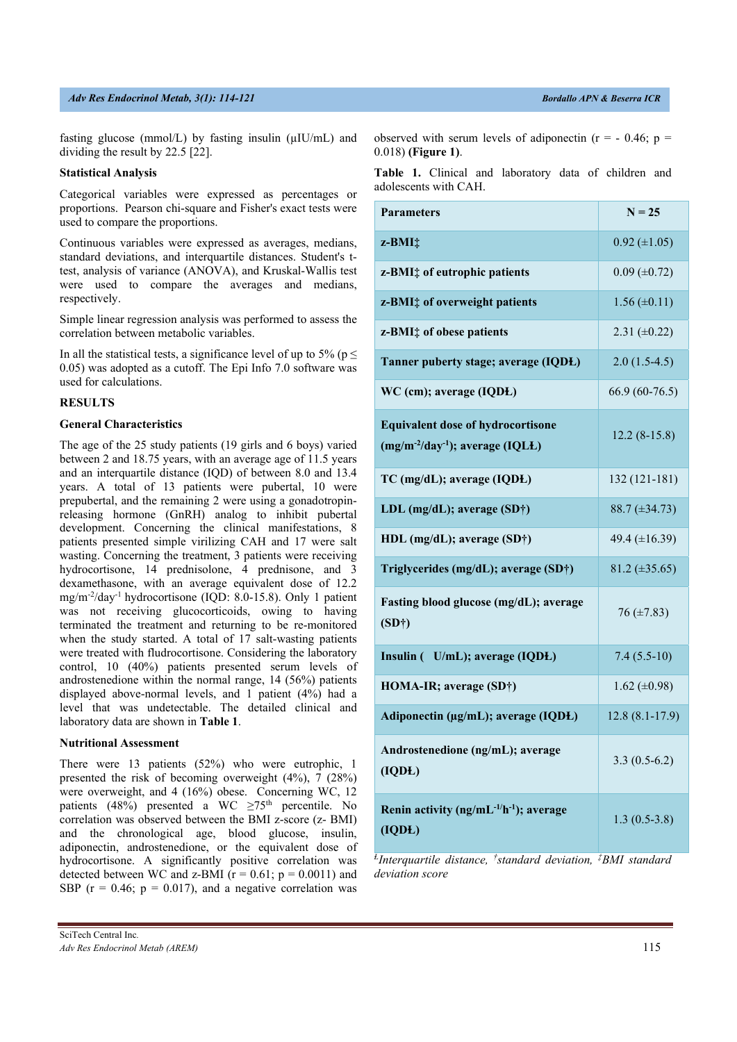fasting glucose (mmol/L) by fasting insulin (μIU/mL) and dividing the result by 22.5 [22].

**Statistical Analysis**

Categorical variables were expressed as percentages or proportions. Pearson chi-square and Fisher's exact tests were used to compare the proportions.

Continuous variables were expressed as averages, medians, standard deviations, and interquartile distances. Student's t-test, analysis of variance (ANOVA), and Kruskal-Wallis test were used to compare the averages and medians, respectively.

Simple linear regression analysis was performed to assess the correlation between metabolic variables.

In all the statistical tests, a significance level of up to 5% ($p \leq 0.05$) was adopted as a cutoff. The Epi Info 7.0 software was used for calculations.

## RESULTS

**General Characteristics**

The age of the 25 study patients (19 girls and 6 boys) varied between 2 and 18.75 years, with an average age of 11.5 years and an interquartile distance (IQD) of between 8.0 and 13.4 years. A total of 13 patients were pubertal, 10 were prepubertal, and the remaining 2 were using a gonadotropin-releasing hormone (GnRH) analog to inhibit pubertal development. Concerning the clinical manifestations, 8 patients presented simple virilizing CAH and 17 were salt wasting. Concerning the treatment, 3 patients were receiving hydrocortisone, 14 prednisolone, 4 prednisone, and 3 dexamethasone, with an average equivalent dose of 12.2 mg/m$^{-2}$/day$^{-1}$ hydrocortisone (IQD: 8.0-15.8). Only 1 patient was not receiving glucocorticoids, owing to having terminated the treatment and returning to be re-monitored when the study started. A total of 17 salt-wasting patients were treated with fludrocortisone. Considering the laboratory control, 10 (40%) patients presented serum levels of androstenedione within the normal range, 14 (56%) patients displayed above-normal levels, and 1 patient (4%) had a level that was undetectable. The detailed clinical and laboratory data are shown in **Table 1**.

**Nutritional Assessment**

There were 13 patients (52%) who were eutrophic, 1 presented the risk of becoming overweight (4%), 7 (28%) were overweight, and 4 (16%) obese. Concerning WC, 12 patients (48%) presented a WC ≥75$^{th}$ percentile. No correlation was observed between the BMI z-score (z- BMI) and the chronological age, blood glucose, insulin, adiponectin, androstenedione, or the equivalent dose of hydrocortisone. A significantly positive correlation was detected between WC and z-BMI ($r = 0.61$; $p = 0.0011$) and SBP ($r = 0.46$; $p = 0.017$), and a negative correlation was observed with serum levels of adiponectin ($r = -0.46$; $p = 0.018$) **(Figure 1)**.

**Table 1.** Clinical and laboratory data of children and adolescents with CAH.

| Parameters | N = 25 |
|---|---|
| **z-BMI‡** | 0.92 (±1.05) |
| **z-BMI‡ of eutrophic patients** | 0.09 (±0.72) |
| **z-BMI‡ of overweight patients** | 1.56 (±0.11) |
| **z-BMI‡ of obese patients** | 2.31 (±0.22) |
| **Tanner puberty stage; average (IQDŁ)** | 2.0 (1.5-4.5) |
| **WC (cm); average (IQDŁ)** | 66.9 (60-76.5) |
| **Equivalent dose of hydrocortisone (mg/m$^{-2}$/day$^{-1}$); average (IQLŁ)** | 12.2 (8-15.8) |
| **TC (mg/dL); average (IQDŁ)** | 132 (121-181) |
| **LDL (mg/dL); average (SD†)** | 88.7 (±34.73) |
| **HDL (mg/dL); average (SD†)** | 49.4 (±16.39) |
| **Triglycerides (mg/dL); average (SD†)** | 81.2 (±35.65) |
| **Fasting blood glucose (mg/dL); average (SD†)** | 76 (±7.83) |
| **Insulin ( U/mL); average (IQDŁ)** | 7.4 (5.5-10) |
| **HOMA-IR; average (SD†)** | 1.62 (±0.98) |
| **Adiponectin (μg/mL); average (IQDŁ)** | 12.8 (8.1-17.9) |
| **Androstenedione (ng/mL); average (IQDŁ)** | 3.3 (0.5-6.2) |
| **Renin activity (ng/mL$^{-1}$/h$^{-1}$); average (IQDŁ)** | 1.3 (0.5-3.8) |

*ŁInterquartile distance, †standard deviation, ‡BMI standard deviation score*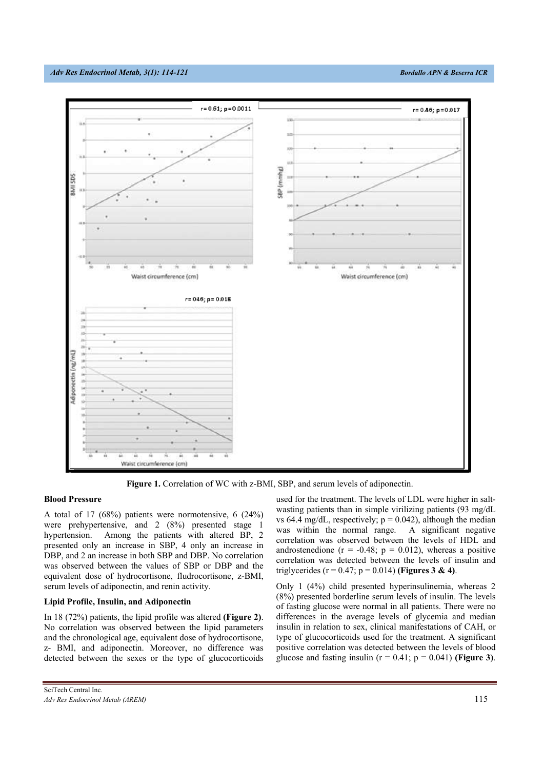r= 0.51; p=0.0011

BMI SDS

Waist circumference (cm)

r= 0.46; p=0.017

SBP (mmhg)

Waist circumference (cm)

r= 046; p= 0.018

Adiponectin (ng/mL)

Waist circumference (cm)

**Figure 1.** Correlation of WC with z-BMI, SBP, and serum levels of adiponectin.

### Blood Pressure

A total of 17 (68%) patients were normotensive, 6 (24%) were prehypertensive, and 2 (8%) presented stage 1 hypertension. Among the patients with altered BP, 2 presented only an increase in SBP, 4 only an increase in DBP, and 2 an increase in both SBP and DBP. No correlation was observed between the values of SBP or DBP and the equivalent dose of hydrocortisone, fludrocortisone, z-BMI, serum levels of adiponectin, and renin activity.

### Lipid Profile, Insulin, and Adiponectin

In 18 (72%) patients, the lipid profile was altered **(Figure 2)**. No correlation was observed between the lipid parameters and the chronological age, equivalent dose of hydrocortisone, z- BMI, and adiponectin. Moreover, no difference was detected between the sexes or the type of glucocorticoids used for the treatment. The levels of LDL were higher in salt-wasting patients than in simple virilizing patients (93 mg/dL vs 64.4 mg/dL, respectively; $p = 0.042$), although the median was within the normal range. A significant negative correlation was observed between the levels of HDL and androstenedione ($r = -0.48$; $p = 0.012$), whereas a positive correlation was detected between the levels of insulin and triglycerides ($r = 0.47$; $p = 0.014$) **(Figures 3 & 4)**.

Only 1 (4%) child presented hyperinsulinemia, whereas 2 (8%) presented borderline serum levels of insulin. The levels of fasting glucose were normal in all patients. There were no differences in the average levels of glycemia and median insulin in relation to sex, clinical manifestations of CAH, or type of glucocorticoids used for the treatment. A significant positive correlation was detected between the levels of blood glucose and fasting insulin ($r = 0.41$; $p = 0.041$) **(Figure 3)**.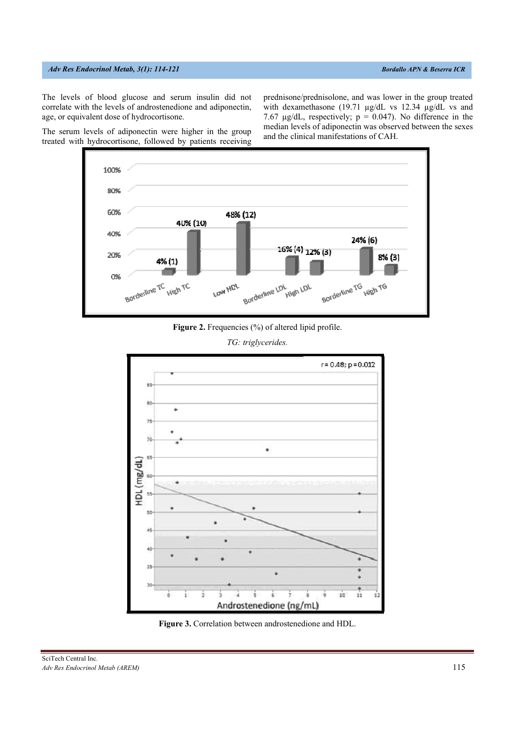The levels of blood glucose and serum insulin did not correlate with the levels of androstenedione and adiponectin, age, or equivalent dose of hydrocortisone.

The serum levels of adiponectin were higher in the group treated with hydrocortisone, followed by patients receiving prednisone/prednisolone, and was lower in the group treated with dexamethasone (19.71 µg/dL vs 12.34 µg/dL vs and 7.67 µg/dL, respectively; p = 0.047). No difference in the median levels of adiponectin was observed between the sexes and the clinical manifestations of CAH.

100%
80%
60%
40%
20%
0%
4% (1)
40% (10)
48% (12)
16% (4)
12% (3)
24% (6)
8% (3)
Borderline TC
High TC
Low HDL
Borderline LDL
High LDL
Borderline TG
High TG

**Figure 2.** Frequencies (%) of altered lipid profile.

*TG: triglycerides.*

r = 0.48; p = 0.012
HDL (mg/dL)
85
80
75
70
65
60
55
50
45
40
35
30
Androstenedione (ng/mL)
0 1 2 3 4 5 6 7 8 9 10 11 12

**Figure 3.** Correlation between androstenedione and HDL.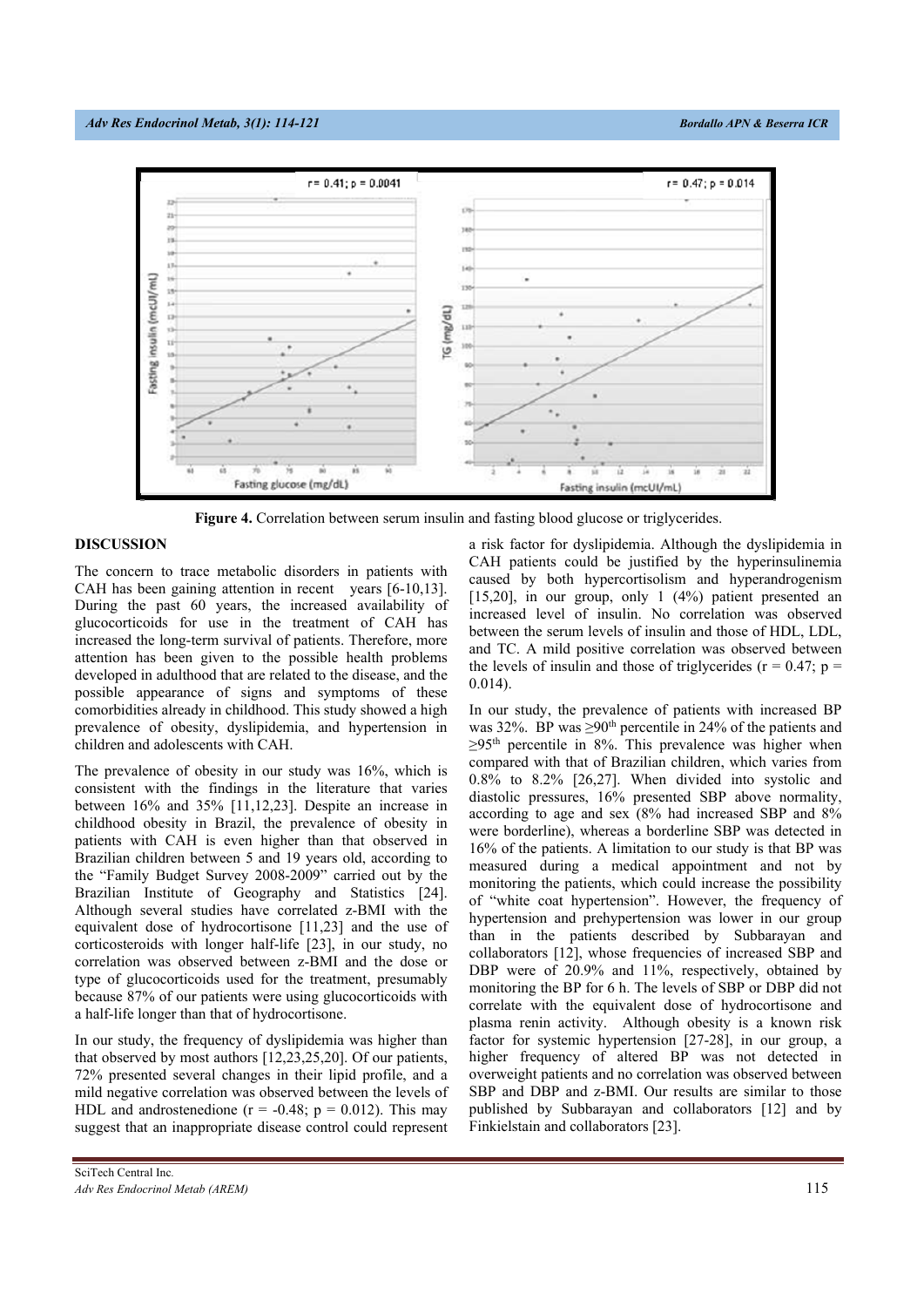r = 0.41; p = 0.0041

Fasting insulin (mcUI/mL)

Fasting glucose (mg/dL)

r = 0.47; p = 0.014

TG (mg/dL)

Fasting insulin (mcUI/mL)

**Figure 4.** Correlation between serum insulin and fasting blood glucose or triglycerides.

## DISCUSSION

The concern to trace metabolic disorders in patients with CAH has been gaining attention in recent years [6-10,13]. During the past 60 years, the increased availability of glucocorticoids for use in the treatment of CAH has increased the long-term survival of patients. Therefore, more attention has been given to the possible health problems developed in adulthood that are related to the disease, and the possible appearance of signs and symptoms of these comorbidities already in childhood. This study showed a high prevalence of obesity, dyslipidemia, and hypertension in children and adolescents with CAH.

The prevalence of obesity in our study was 16%, which is consistent with the findings in the literature that varies between 16% and 35% [11,12,23]. Despite an increase in childhood obesity in Brazil, the prevalence of obesity in patients with CAH is even higher than that observed in Brazilian children between 5 and 19 years old, according to the "Family Budget Survey 2008-2009" carried out by the Brazilian Institute of Geography and Statistics [24]. Although several studies have correlated z-BMI with the equivalent dose of hydrocortisone [11,23] and the use of corticosteroids with longer half-life [23], in our study, no correlation was observed between z-BMI and the dose or type of glucocorticoids used for the treatment, presumably because 87% of our patients were using glucocorticoids with a half-life longer than that of hydrocortisone.

In our study, the frequency of dyslipidemia was higher than that observed by most authors [12,23,25,20]. Of our patients, 72% presented several changes in their lipid profile, and a mild negative correlation was observed between the levels of HDL and androstenedione ($r = -0.48$; $p = 0.012$). This may suggest that an inappropriate disease control could represent a risk factor for dyslipidemia. Although the dyslipidemia in CAH patients could be justified by the hyperinsulinemia caused by both hypercortisolism and hyperandrogenism [15,20], in our group, only 1 (4%) patient presented an increased level of insulin. No correlation was observed between the serum levels of insulin and those of HDL, LDL, and TC. A mild positive correlation was observed between the levels of insulin and those of triglycerides ($r = 0.47$; $p = 0.014$).

In our study, the prevalence of patients with increased BP was 32%. BP was $\geq 90^{th}$ percentile in 24% of the patients and $\geq 95^{th}$ percentile in 8%. This prevalence was higher when compared with that of Brazilian children, which varies from 0.8% to 8.2% [26,27]. When divided into systolic and diastolic pressures, 16% presented SBP above normality, according to age and sex (8% had increased SBP and 8% were borderline), whereas a borderline SBP was detected in 16% of the patients. A limitation to our study is that BP was measured during a medical appointment and not by monitoring the patients, which could increase the possibility of "white coat hypertension". However, the frequency of hypertension and prehypertension was lower in our group than in the patients described by Subbarayan and collaborators [12], whose frequencies of increased SBP and DBP were of 20.9% and 11%, respectively, obtained by monitoring the BP for 6 h. The levels of SBP or DBP did not correlate with the equivalent dose of hydrocortisone and plasma renin activity. Although obesity is a known risk factor for systemic hypertension [27-28], in our group, a higher frequency of altered BP was not detected in overweight patients and no correlation was observed between SBP and DBP and z-BMI. Our results are similar to those published by Subbarayan and collaborators [12] and by Finkielstain and collaborators [23].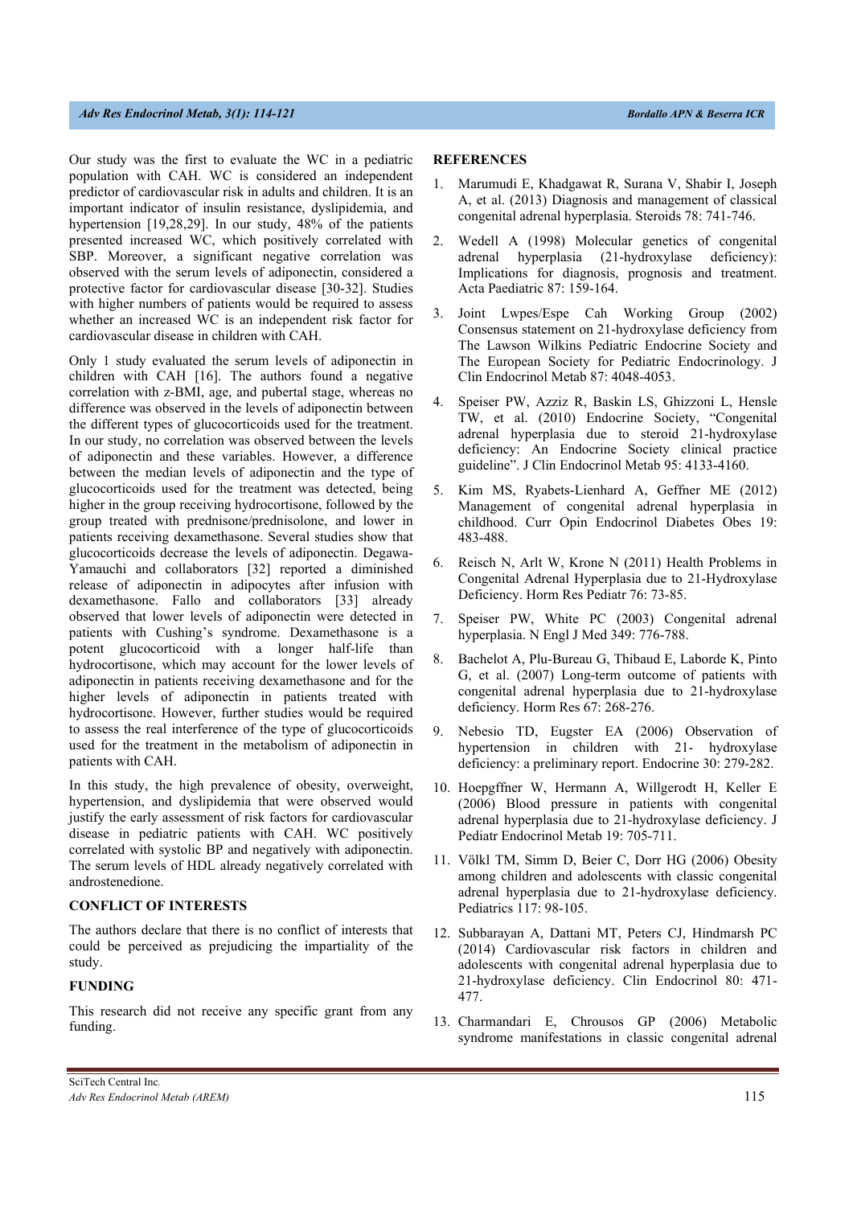Our study was the first to evaluate the WC in a pediatric population with CAH. WC is considered an independent predictor of cardiovascular risk in adults and children. It is an important indicator of insulin resistance, dyslipidemia, and hypertension [19,28,29]. In our study, 48% of the patients presented increased WC, which positively correlated with SBP. Moreover, a significant negative correlation was observed with the serum levels of adiponectin, considered a protective factor for cardiovascular disease [30-32]. Studies with higher numbers of patients would be required to assess whether an increased WC is an independent risk factor for cardiovascular disease in children with CAH.

Only 1 study evaluated the serum levels of adiponectin in children with CAH [16]. The authors found a negative correlation with z-BMI, age, and pubertal stage, whereas no difference was observed in the levels of adiponectin between the different types of glucocorticoids used for the treatment. In our study, no correlation was observed between the levels of adiponectin and these variables. However, a difference between the median levels of adiponectin and the type of glucocorticoids used for the treatment was detected, being higher in the group receiving hydrocortisone, followed by the group treated with prednisone/prednisolone, and lower in patients receiving dexamethasone. Several studies show that glucocorticoids decrease the levels of adiponectin. Degawa-Yamauchi and collaborators [32] reported a diminished release of adiponectin in adipocytes after infusion with dexamethasone. Fallo and collaborators [33] already observed that lower levels of adiponectin were detected in patients with Cushing's syndrome. Dexamethasone is a potent glucocorticoid with a longer half-life than hydrocortisone, which may account for the lower levels of adiponectin in patients receiving dexamethasone and for the higher levels of adiponectin in patients treated with hydrocortisone. However, further studies would be required to assess the real interference of the type of glucocorticoids used for the treatment in the metabolism of adiponectin in patients with CAH.

In this study, the high prevalence of obesity, overweight, hypertension, and dyslipidemia that were observed would justify the early assessment of risk factors for cardiovascular disease in pediatric patients with CAH. WC positively correlated with systolic BP and negatively with adiponectin. The serum levels of HDL already negatively correlated with androstenedione.

## CONFLICT OF INTERESTS

The authors declare that there is no conflict of interests that could be perceived as prejudicing the impartiality of the study.

## FUNDING

This research did not receive any specific grant from any funding.

## REFERENCES

1. Marumudi E, Khadgawat R, Surana V, Shabir I, Joseph A, et al. (2013) Diagnosis and management of classical congenital adrenal hyperplasia. Steroids 78: 741-746.
2. Wedell A (1998) Molecular genetics of congenital adrenal hyperplasia (21-hydroxylase deficiency): Implications for diagnosis, prognosis and treatment. Acta Paediatric 87: 159-164.
3. Joint Lwpes/Espe Cah Working Group (2002) Consensus statement on 21-hydroxylase deficiency from The Lawson Wilkins Pediatric Endocrine Society and The European Society for Pediatric Endocrinology. J Clin Endocrinol Metab 87: 4048-4053.
4. Speiser PW, Azziz R, Baskin LS, Ghizzoni L, Hensle TW, et al. (2010) Endocrine Society, "Congenital adrenal hyperplasia due to steroid 21-hydroxylase deficiency: An Endocrine Society clinical practice guideline". J Clin Endocrinol Metab 95: 4133-4160.
5. Kim MS, Ryabets-Lienhard A, Geffner ME (2012) Management of congenital adrenal hyperplasia in childhood. Curr Opin Endocrinol Diabetes Obes 19: 483-488.
6. Reisch N, Arlt W, Krone N (2011) Health Problems in Congenital Adrenal Hyperplasia due to 21-Hydroxylase Deficiency. Horm Res Pediatr 76: 73-85.
7. Speiser PW, White PC (2003) Congenital adrenal hyperplasia. N Engl J Med 349: 776-788.
8. Bachelot A, Plu-Bureau G, Thibaud E, Laborde K, Pinto G, et al. (2007) Long-term outcome of patients with congenital adrenal hyperplasia due to 21-hydroxylase deficiency. Horm Res 67: 268-276.
9. Nebesio TD, Eugster EA (2006) Observation of hypertension in children with 21- hydroxylase deficiency: a preliminary report. Endocrine 30: 279-282.
10. Hoepgffner W, Hermann A, Willgerodt H, Keller E (2006) Blood pressure in patients with congenital adrenal hyperplasia due to 21-hydroxylase deficiency. J Pediatr Endocrinol Metab 19: 705-711.
11. Völkl TM, Simm D, Beier C, Dorr HG (2006) Obesity among children and adolescents with classic congenital adrenal hyperplasia due to 21-hydroxylase deficiency. Pediatrics 117: 98-105.
12. Subbarayan A, Dattani MT, Peters CJ, Hindmarsh PC (2014) Cardiovascular risk factors in children and adolescents with congenital adrenal hyperplasia due to 21-hydroxylase deficiency. Clin Endocrinol 80: 471-477.
13. Charmandari E, Chrousos GP (2006) Metabolic syndrome manifestations in classic congenital adrenal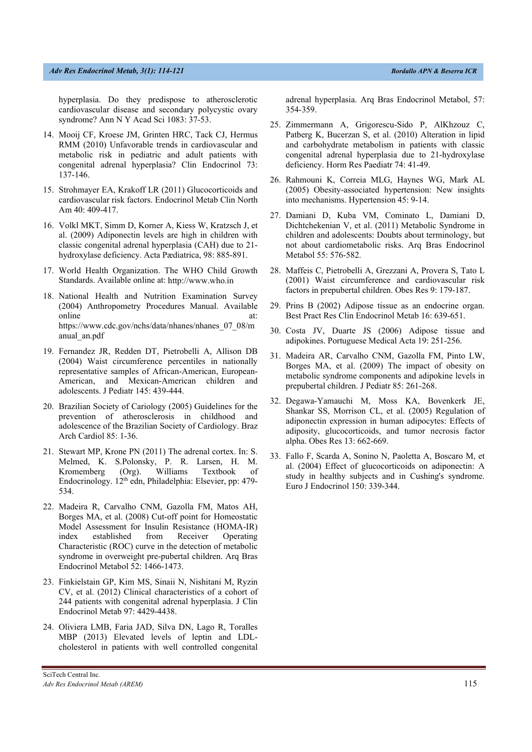hyperplasia. Do they predispose to atherosclerotic cardiovascular disease and secondary polycystic ovary syndrome? Ann N Y Acad Sci 1083: 37-53.

14. Mooij CF, Kroese JM, Grinten HRC, Tack CJ, Hermus RMM (2010) Unfavorable trends in cardiovascular and metabolic risk in pediatric and adult patients with congenital adrenal hyperplasia? Clin Endocrinol 73: 137-146.

15. Strohmayer EA, Krakoff LR (2011) Glucocorticoids and cardiovascular risk factors. Endocrinol Metab Clin North Am 40: 409-417.

16. Volkl MKT, Simm D, Korner A, Kiess W, Kratzsch J, et al. (2009) Adiponectin levels are high in children with classic congenital adrenal hyperplasia (CAH) due to 21-hydroxylase deficiency. Acta Pædiatrica, 98: 885-891.

17. World Health Organization. The WHO Child Growth Standards. Available online at: http://www.who.in

18. National Health and Nutrition Examination Survey (2004) Anthropometry Procedures Manual. Available online at: https://www.cdc.gov/nchs/data/nhanes/nhanes_07_08/manual_an.pdf

19. Fernandez JR, Redden DT, Pietrobelli A, Allison DB (2004) Waist circumference percentiles in nationally representative samples of African-American, European-American, and Mexican-American children and adolescents. J Pediatr 145: 439-444.

20. Brazilian Society of Cariology (2005) Guidelines for the prevention of atherosclerosis in childhood and adolescence of the Brazilian Society of Cardiology. Braz Arch Cardiol 85: 1-36.

21. Stewart MP, Krone PN (2011) The adrenal cortex. In: S. Melmed, K. S.Polonsky, P. R. Larsen, H. M. Kromemberg (Org). Williams Textbook of Endocrinology. 12th edn, Philadelphia: Elsevier, pp: 479-534.

22. Madeira R, Carvalho CNM, Gazolla FM, Matos AH, Borges MA, et al. (2008) Cut-off point for Homeostatic Model Assessment for Insulin Resistance (HOMA-IR) index established from Receiver Operating Characteristic (ROC) curve in the detection of metabolic syndrome in overweight pre-pubertal children. Arq Bras Endocrinol Metabol 52: 1466-1473.

23. Finkielstain GP, Kim MS, Sinaii N, Nishitani M, Ryzin CV, et al. (2012) Clinical characteristics of a cohort of 244 patients with congenital adrenal hyperplasia. J Clin Endocrinol Metab 97: 4429-4438.

24. Oliviera LMB, Faria JAD, Silva DN, Lago R, Toralles MBP (2013) Elevated levels of leptin and LDL-cholesterol in patients with well controlled congenital adrenal hyperplasia. Arq Bras Endocrinol Metabol, 57: 354-359.

25. Zimmermann A, Grigorescu-Sido P, AlKhzouz C, Patberg K, Bucerzan S, et al. (2010) Alteration in lipid and carbohydrate metabolism in patients with classic congenital adrenal hyperplasia due to 21-hydroxylase deficiency. Horm Res Paediatr 74: 41-49.

26. Rahmouni K, Correia MLG, Haynes WG, Mark AL (2005) Obesity-associated hypertension: New insights into mechanisms. Hypertension 45: 9-14.

27. Damiani D, Kuba VM, Cominato L, Damiani D, Dichtchekenian V, et al. (2011) Metabolic Syndrome in children and adolescents: Doubts about terminology, but not about cardiometabolic risks. Arq Bras Endocrinol Metabol 55: 576-582.

28. Maffeis C, Pietrobelli A, Grezzani A, Provera S, Tato L (2001) Waist circumference and cardiovascular risk factors in prepubertal children. Obes Res 9: 179-187.

29. Prins B (2002) Adipose tissue as an endocrine organ. Best Pract Res Clin Endocrinol Metab 16: 639-651.

30. Costa JV, Duarte JS (2006) Adipose tissue and adipokines. Portuguese Medical Acta 19: 251-256.

31. Madeira AR, Carvalho CNM, Gazolla FM, Pinto LW, Borges MA, et al. (2009) The impact of obesity on metabolic syndrome components and adipokine levels in prepubertal children. J Pediatr 85: 261-268.

32. Degawa-Yamauchi M, Moss KA, Bovenkerk JE, Shankar SS, Morrison CL, et al. (2005) Regulation of adiponectin expression in human adipocytes: Effects of adiposity, glucocorticoids, and tumor necrosis factor alpha. Obes Res 13: 662-669.

33. Fallo F, Scarda A, Sonino N, Paoletta A, Boscaro M, et al. (2004) Effect of glucocorticoids on adiponectin: A study in healthy subjects and in Cushing's syndrome. Euro J Endocrinol 150: 339-344.